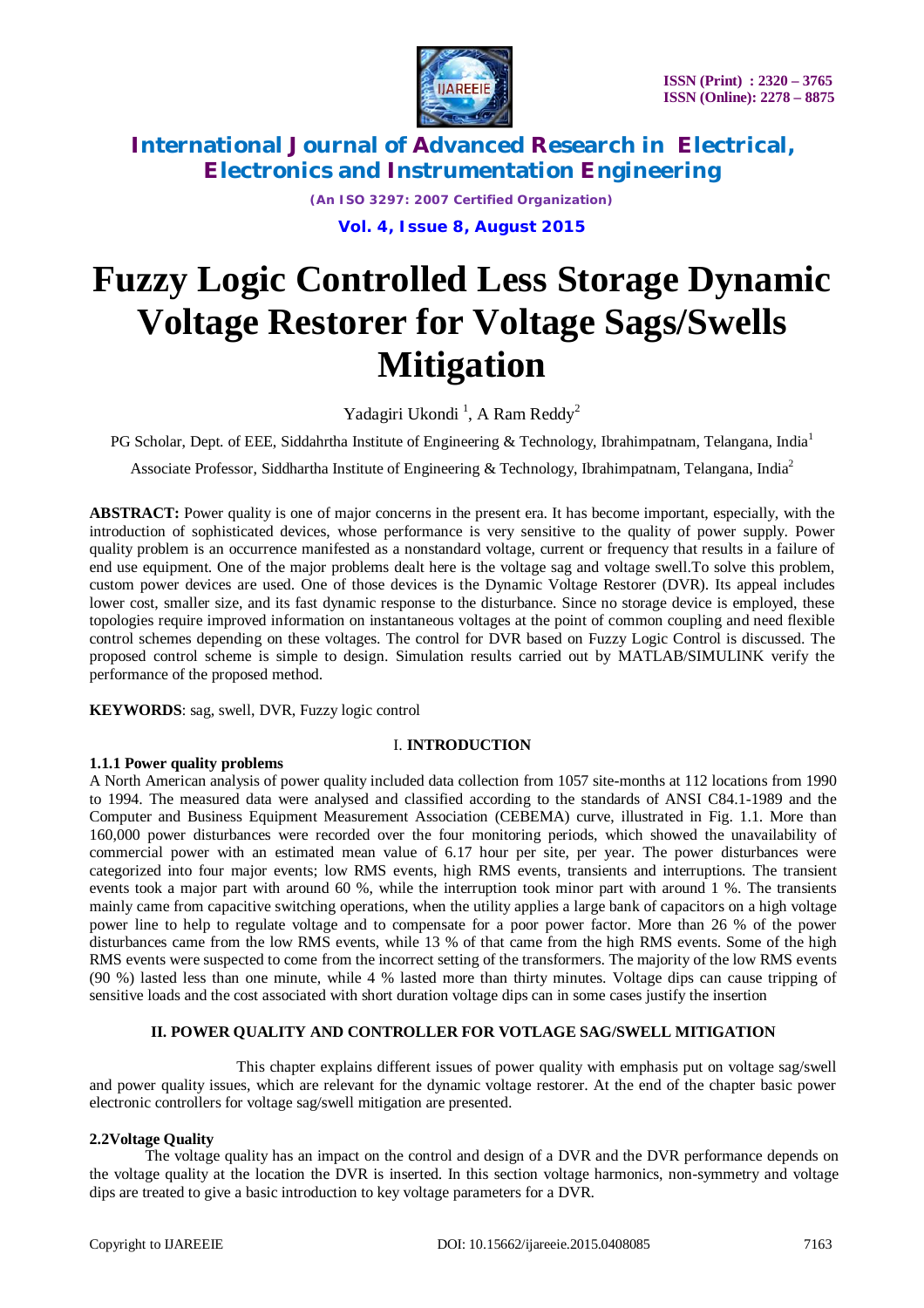# Fuzzy Logic Controlled Less Storage Dynamic Voltage Restorer for Voltage Sags/Swells Mitigation

Yadagiri Ukondi [1], A Ram Reddy[2]

PG Scholar, Dept. of EEE, Siddahrtha Institute of Engineering & Technology, Ibrahimpatnam, Telangana, India[1]

Associate Professor, Siddhartha Institute of Engineering & Technology, Ibrahimpatnam, Telangana, India[2]

**ABSTRACT:** Power quality is one of major concerns in the present era. It has become important, especially, with the introduction of sophisticated devices, whose performance is very sensitive to the quality of power supply. Power quality problem is an occurrence manifested as a nonstandard voltage, current or frequency that results in a failure of end use equipment. One of the major problems dealt here is the voltage sag and voltage swell.To solve this problem, custom power devices are used. One of those devices is the Dynamic Voltage Restorer (DVR). Its appeal includes lower cost, smaller size, and its fast dynamic response to the disturbance. Since no storage device is employed, these topologies require improved information on instantaneous voltages at the point of common coupling and need flexible control schemes depending on these voltages. The control for DVR based on Fuzzy Logic Control is discussed. The proposed control scheme is simple to design. Simulation results carried out by MATLAB/SIMULINK verify the performance of the proposed method.

**KEYWORDS**: sag, swell, DVR, Fuzzy logic control

## I. INTRODUCTION

### 1.1.1 Power quality problems

A North American analysis of power quality included data collection from 1057 site-months at 112 locations from 1990 to 1994. The measured data were analysed and classified according to the standards of ANSI C84.1-1989 and the Computer and Business Equipment Measurement Association (CEBEMA) curve, illustrated in Fig. 1.1. More than 160,000 power disturbances were recorded over the four monitoring periods, which showed the unavailability of commercial power with an estimated mean value of 6.17 hour per site, per year. The power disturbances were categorized into four major events; low RMS events, high RMS events, transients and interruptions. The transient events took a major part with around 60 %, while the interruption took minor part with around 1 %. The transients mainly came from capacitive switching operations, when the utility applies a large bank of capacitors on a high voltage power line to help to regulate voltage and to compensate for a poor power factor. More than 26 % of the power disturbances came from the low RMS events, while 13 % of that came from the high RMS events. Some of the high RMS events were suspected to come from the incorrect setting of the transformers. The majority of the low RMS events (90 %) lasted less than one minute, while 4 % lasted more than thirty minutes. Voltage dips can cause tripping of sensitive loads and the cost associated with short duration voltage dips can in some cases justify the insertion

## II. POWER QUALITY AND CONTROLLER FOR VOTLAGE SAG/SWELL MITIGATION

This chapter explains different issues of power quality with emphasis put on voltage sag/swell and power quality issues, which are relevant for the dynamic voltage restorer. At the end of the chapter basic power electronic controllers for voltage sag/swell mitigation are presented.

### 2.2Voltage Quality

The voltage quality has an impact on the control and design of a DVR and the DVR performance depends on the voltage quality at the location the DVR is inserted. In this section voltage harmonics, non-symmetry and voltage dips are treated to give a basic introduction to key voltage parameters for a DVR.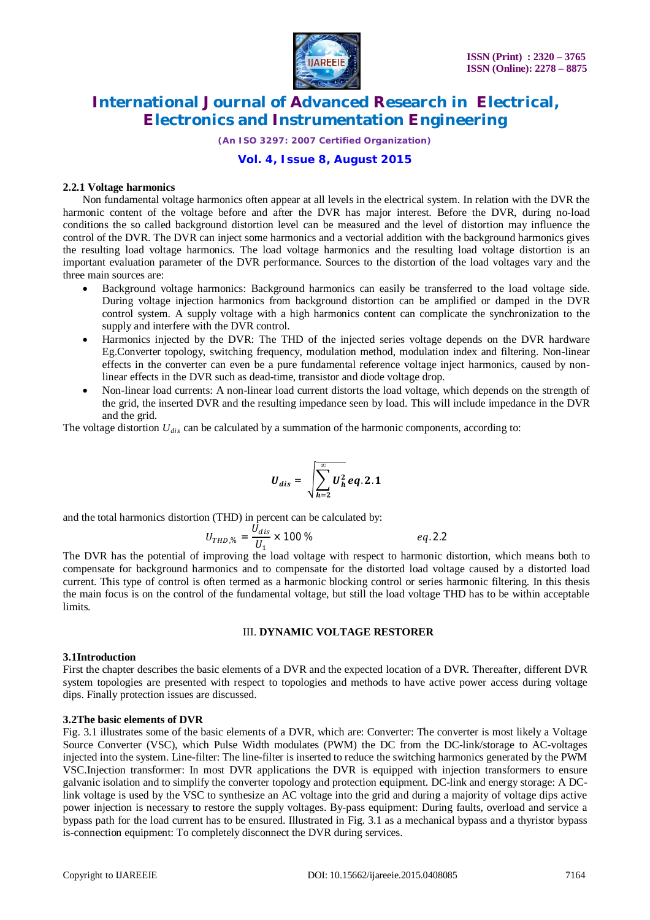### 2.2.1 Voltage harmonics

Non fundamental voltage harmonics often appear at all levels in the electrical system. In relation with the DVR the harmonic content of the voltage before and after the DVR has major interest. Before the DVR, during no-load conditions the so called background distortion level can be measured and the level of distortion may influence the control of the DVR. The DVR can inject some harmonics and a vectorial addition with the background harmonics gives the resulting load voltage harmonics. The load voltage harmonics and the resulting load voltage distortion is an important evaluation parameter of the DVR performance. Sources to the distortion of the load voltages vary and the three main sources are:

- Background voltage harmonics: Background harmonics can easily be transferred to the load voltage side. During voltage injection harmonics from background distortion can be amplified or damped in the DVR control system. A supply voltage with a high harmonics content can complicate the synchronization to the supply and interfere with the DVR control.
- Harmonics injected by the DVR: The THD of the injected series voltage depends on the DVR hardware Eg.Converter topology, switching frequency, modulation method, modulation index and filtering. Non-linear effects in the converter can even be a pure fundamental reference voltage inject harmonics, caused by non-linear effects in the DVR such as dead-time, transistor and diode voltage drop.
- Non-linear load currents: A non-linear load current distorts the load voltage, which depends on the strength of the grid, the inserted DVR and the resulting impedance seen by load. This will include impedance in the DVR and the grid.

The voltage distortion $U_{dis}$ can be calculated by a summation of the harmonic components, according to:

$$U_{dis} = \sqrt{\sum_{h=2}^{\infty} U_h^2} \quad eq.2.1$$

and the total harmonics distortion (THD) in percent can be calculated by:

$$U_{THD,\%} = \frac{U_{dis}}{U_1} \times 100\,\% \qquad eq.2.2$$

The DVR has the potential of improving the load voltage with respect to harmonic distortion, which means both to compensate for background harmonics and to compensate for the distorted load voltage caused by a distorted load current. This type of control is often termed as a harmonic blocking control or series harmonic filtering. In this thesis the main focus is on the control of the fundamental voltage, but still the load voltage THD has to be within acceptable limits.

## III. DYNAMIC VOLTAGE RESTORER

### 3.1Introduction

First the chapter describes the basic elements of a DVR and the expected location of a DVR. Thereafter, different DVR system topologies are presented with respect to topologies and methods to have active power access during voltage dips. Finally protection issues are discussed.

### 3.2The basic elements of DVR

Fig. 3.1 illustrates some of the basic elements of a DVR, which are: Converter: The converter is most likely a Voltage Source Converter (VSC), which Pulse Width modulates (PWM) the DC from the DC-link/storage to AC-voltages injected into the system. Line-filter: The line-filter is inserted to reduce the switching harmonics generated by the PWM VSC.Injection transformer: In most DVR applications the DVR is equipped with injection transformers to ensure galvanic isolation and to simplify the converter topology and protection equipment. DC-link and energy storage: A DC-link voltage is used by the VSC to synthesize an AC voltage into the grid and during a majority of voltage dips active power injection is necessary to restore the supply voltages. By-pass equipment: During faults, overload and service a bypass path for the load current has to be ensured. Illustrated in Fig. 3.1 as a mechanical bypass and a thyristor bypass is-connection equipment: To completely disconnect the DVR during services.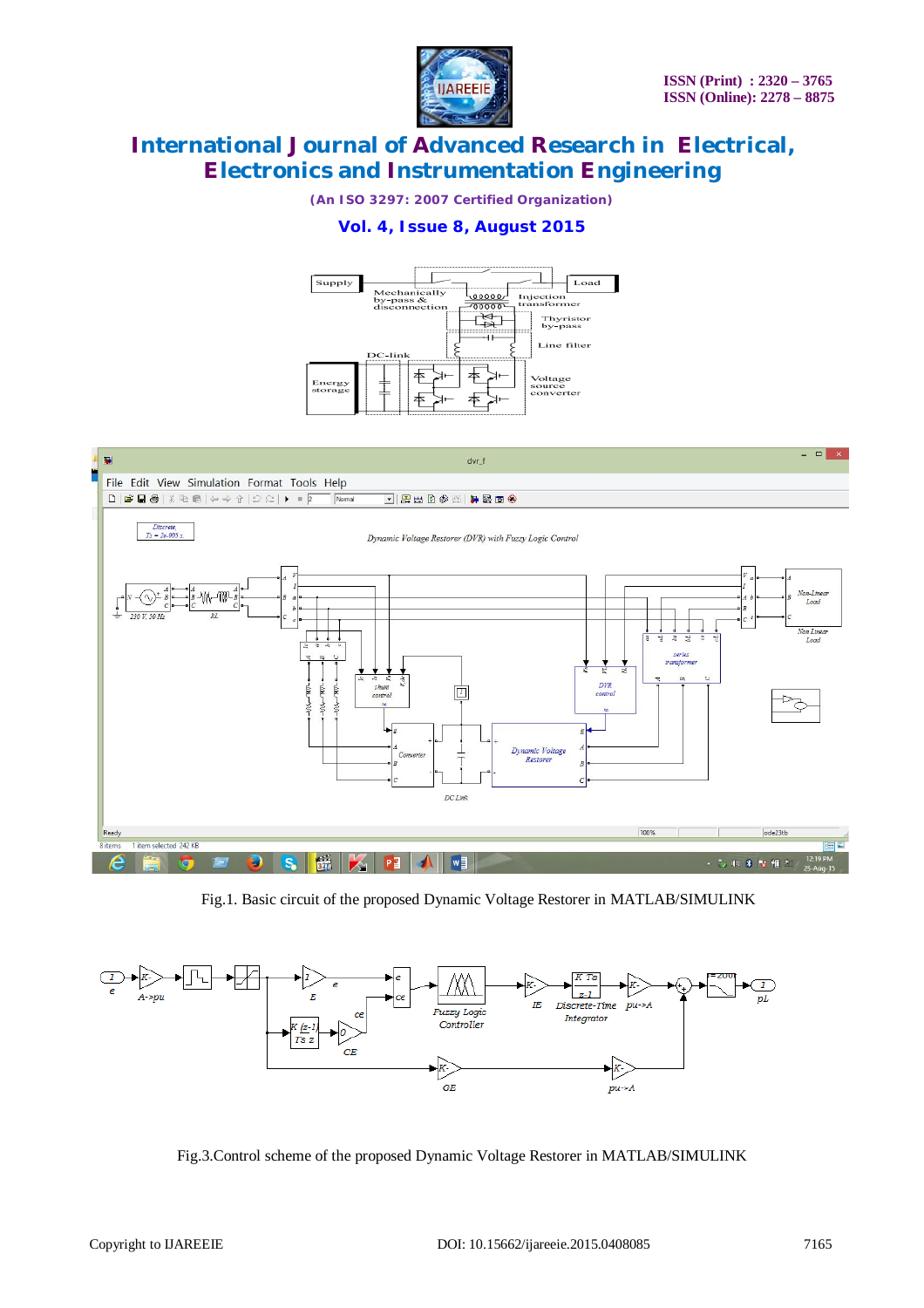Fig.1. Basic circuit of the proposed Dynamic Voltage Restorer in MATLAB/SIMULINK

Fig.3.Control scheme of the proposed Dynamic Voltage Restorer in MATLAB/SIMULINK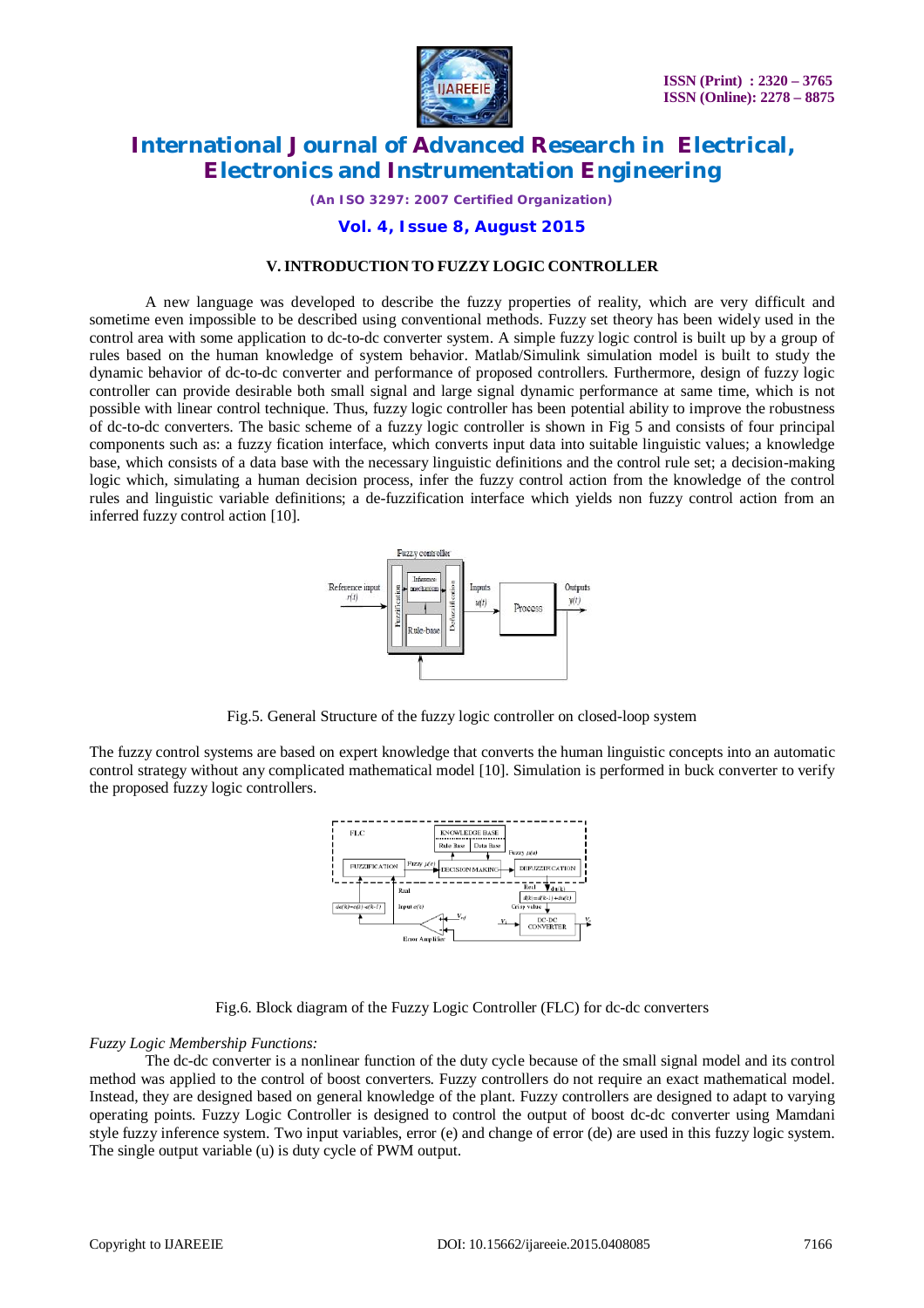## V. INTRODUCTION TO FUZZY LOGIC CONTROLLER

A new language was developed to describe the fuzzy properties of reality, which are very difficult and sometime even impossible to be described using conventional methods. Fuzzy set theory has been widely used in the control area with some application to dc-to-dc converter system. A simple fuzzy logic control is built up by a group of rules based on the human knowledge of system behavior. Matlab/Simulink simulation model is built to study the dynamic behavior of dc-to-dc converter and performance of proposed controllers. Furthermore, design of fuzzy logic controller can provide desirable both small signal and large signal dynamic performance at same time, which is not possible with linear control technique. Thus, fuzzy logic controller has been potential ability to improve the robustness of dc-to-dc converters. The basic scheme of a fuzzy logic controller is shown in Fig 5 and consists of four principal components such as: a fuzzy fication interface, which converts input data into suitable linguistic values; a knowledge base, which consists of a data base with the necessary linguistic definitions and the control rule set; a decision-making logic which, simulating a human decision process, infer the fuzzy control action from the knowledge of the control rules and linguistic variable definitions; a de-fuzzification interface which yields non fuzzy control action from an inferred fuzzy control action [10].

Fig.5. General Structure of the fuzzy logic controller on closed-loop system

The fuzzy control systems are based on expert knowledge that converts the human linguistic concepts into an automatic control strategy without any complicated mathematical model [10]. Simulation is performed in buck converter to verify the proposed fuzzy logic controllers.

Fig.6. Block diagram of the Fuzzy Logic Controller (FLC) for dc-dc converters

*Fuzzy Logic Membership Functions:*

The dc-dc converter is a nonlinear function of the duty cycle because of the small signal model and its control method was applied to the control of boost converters. Fuzzy controllers do not require an exact mathematical model. Instead, they are designed based on general knowledge of the plant. Fuzzy controllers are designed to adapt to varying operating points. Fuzzy Logic Controller is designed to control the output of boost dc-dc converter using Mamdani style fuzzy inference system. Two input variables, error (e) and change of error (de) are used in this fuzzy logic system. The single output variable (u) is duty cycle of PWM output.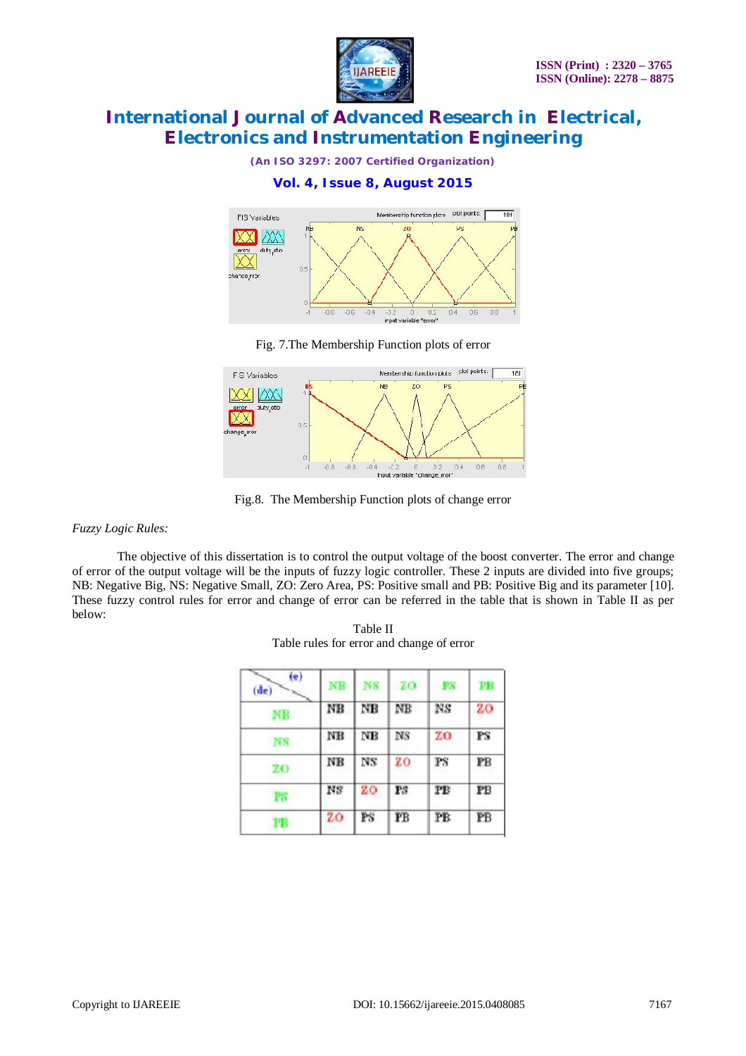Fig. 7.The Membership Function plots of error

Fig.8. The Membership Function plots of change error

*Fuzzy Logic Rules:*

The objective of this dissertation is to control the output voltage of the boost converter. The error and change of error of the output voltage will be the inputs of fuzzy logic controller. These 2 inputs are divided into five groups; NB: Negative Big, NS: Negative Small, ZO: Zero Area, PS: Positive small and PB: Positive Big and its parameter [10]. These fuzzy control rules for error and change of error can be referred in the table that is shown in Table II as per below:

Table II
Table rules for error and change of error

| (de) \ (e) | NB | NS | ZO | PS | PB |
|---|---|---|---|---|---|
| NB | NB | NB | NB | NS | ZO |
| NS | NB | NB | NS | ZO | PS |
| ZO | NB | NS | ZO | PS | PB |
| PS | NS | ZO | PS | PB | PB |
| PB | ZO | PS | PB | PB | PB |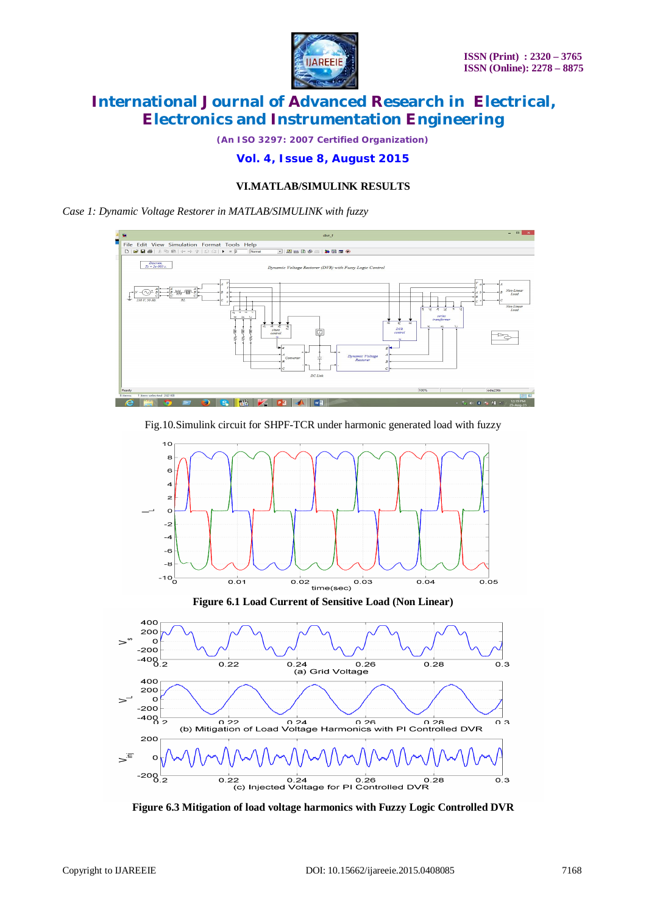## VI.MATLAB/SIMULINK RESULTS

*Case 1: Dynamic Voltage Restorer in MATLAB/SIMULINK with fuzzy*

Fig.10.Simulink circuit for SHPF-TCR under harmonic generated load with fuzzy

**Figure 6.1 Load Current of Sensitive Load (Non Linear)**

**Figure 6.3 Mitigation of load voltage harmonics with Fuzzy Logic Controlled DVR**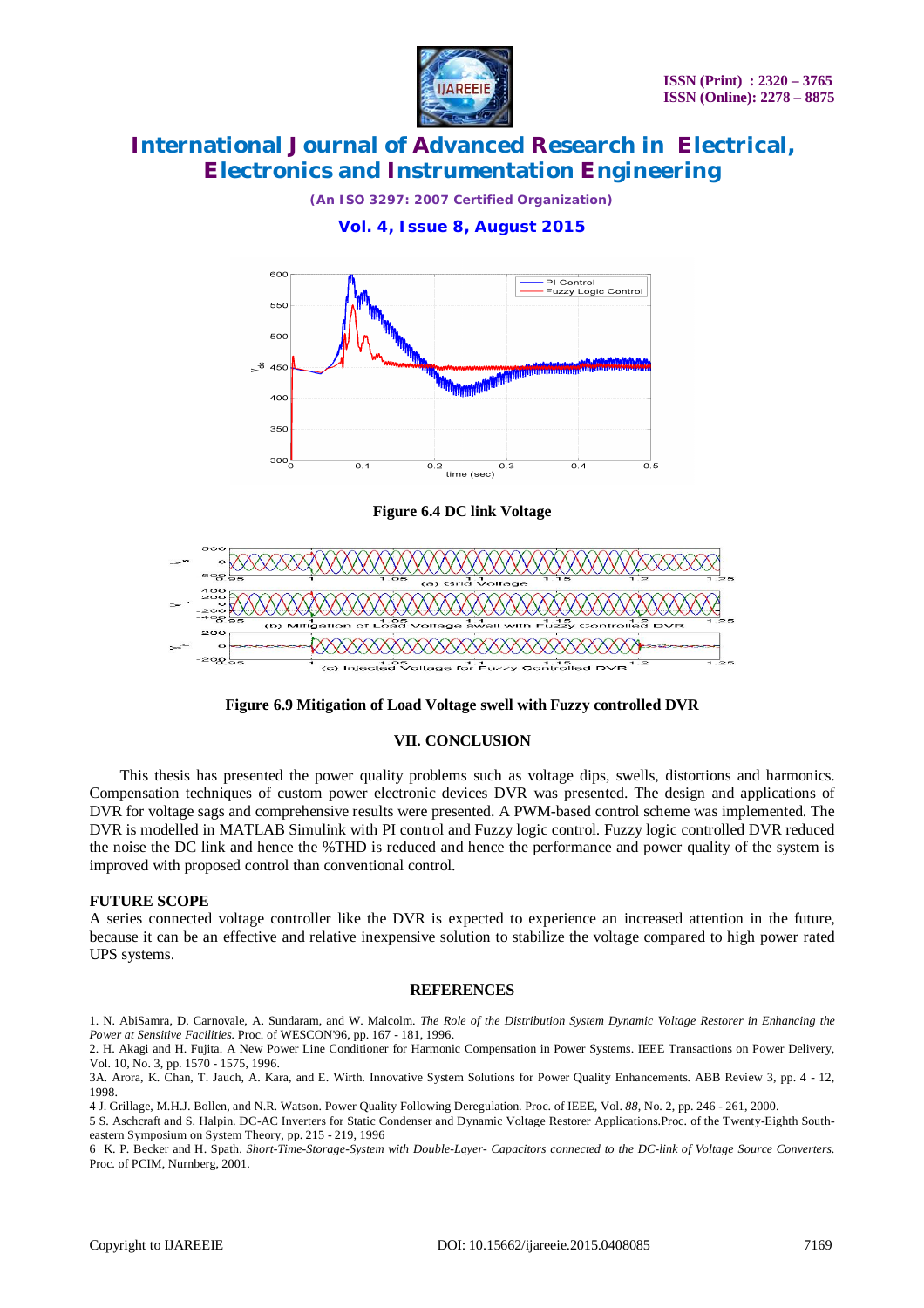600
550
500
450
400
350
300
0 0.1 0.2 0.3 0.4 0.5
time (sec)
$V_{dc}$
PI Control
Fuzzy Logic Control

Figure 6.4 DC link Voltage

500
0
-500
0.95 1 1.05 1.1 1.15 1.2 1.25
(a) Grid Voltage
400
200
0
-200
-400
0.95 1 1.05 1.1 1.15 1.2 1.25
(b) Mitigation of Load Voltage swell with Fuzzy controlled DVR
200
0
-200
0.95 1 1.05 1.1 1.15 1.2 1.25
(c) Injected Voltage for Fuzzy Controlled DVR

Figure 6.9 Mitigation of Load Voltage swell with Fuzzy controlled DVR

## VII. CONCLUSION

This thesis has presented the power quality problems such as voltage dips, swells, distortions and harmonics. Compensation techniques of custom power electronic devices DVR was presented. The design and applications of DVR for voltage sags and comprehensive results were presented. A PWM-based control scheme was implemented. The DVR is modelled in MATLAB Simulink with PI control and Fuzzy logic control. Fuzzy logic controlled DVR reduced the noise the DC link and hence the %THD is reduced and hence the performance and power quality of the system is improved with proposed control than conventional control.

## FUTURE SCOPE

A series connected voltage controller like the DVR is expected to experience an increased attention in the future, because it can be an effective and relative inexpensive solution to stabilize the voltage compared to high power rated UPS systems.

## REFERENCES

1. N. AbiSamra, D. Carnovale, A. Sundaram, and W. Malcolm. *The Role of the Distribution System Dynamic Voltage Restorer in Enhancing the Power at Sensitive Facilities.* Proc. of WESCON'96, pp. 167 - 181, 1996.
2. H. Akagi and H. Fujita. A New Power Line Conditioner for Harmonic Compensation in Power Systems. IEEE Transactions on Power Delivery, Vol. 10, No. 3, pp. 1570 - 1575, 1996.
3A. Arora, K. Chan, T. Jauch, A. Kara, and E. Wirth. Innovative System Solutions for Power Quality Enhancements. ABB Review 3, pp. 4 - 12, 1998.
4 J. Grillage, M.H.J. Bollen, and N.R. Watson. Power Quality Following Deregulation. Proc. of IEEE, Vol. *88*, No. 2, pp. 246 - 261, 2000.
5 S. Aschcraft and S. Halpin. DC-AC Inverters for Static Condenser and Dynamic Voltage Restorer Applications.Proc. of the Twenty-Eighth South-eastern Symposium on System Theory, pp. 215 - 219, 1996
6 K. P. Becker and H. Spath. *Short-Time-Storage-System with Double-Layer- Capacitors connected to the DC-link of Voltage Source Converters.* Proc. of PCIM, Nurnberg, 2001.